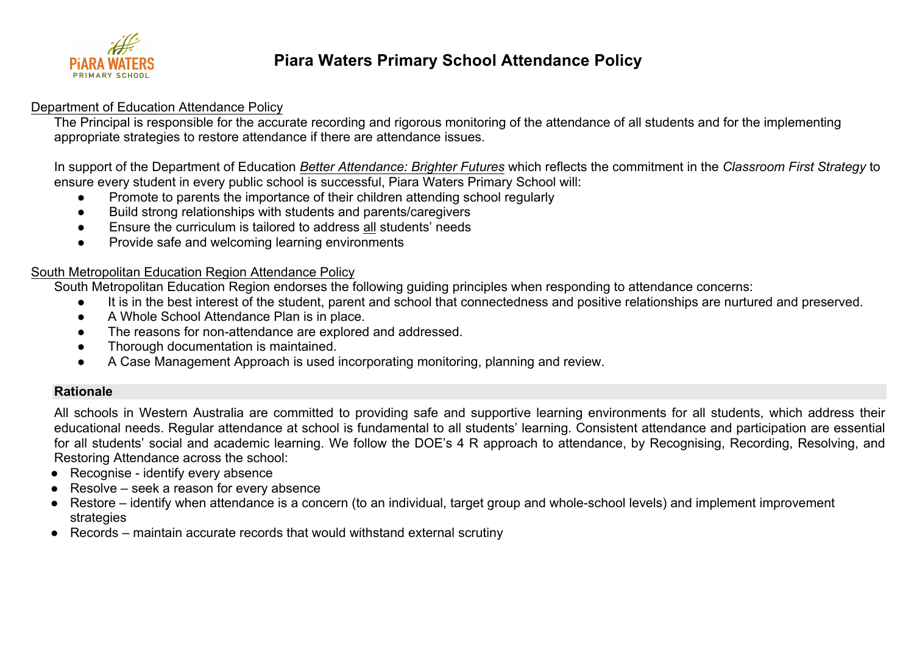# Piara Waters Primary School Attendance Policy

<u>Department of Education Attendance Policy</u>

The Principal is responsible for the accurate recording and rigorous monitoring of the attendance of all students and for the implementing appropriate strategies to restore attendance if there are attendance issues.

In support of the Department of Education <u>*Better Attendance: Brighter Futures*</u> which reflects the commitment in the *Classroom First Strategy* to ensure every student in every public school is successful, Piara Waters Primary School will:

- Promote to parents the importance of their children attending school regularly
- Build strong relationships with students and parents/caregivers
- Ensure the curriculum is tailored to address <u>all</u> students' needs
- Provide safe and welcoming learning environments

<u>South Metropolitan Education Region Attendance Policy</u>

South Metropolitan Education Region endorses the following guiding principles when responding to attendance concerns:

- It is in the best interest of the student, parent and school that connectedness and positive relationships are nurtured and preserved.
- A Whole School Attendance Plan is in place.
- The reasons for non-attendance are explored and addressed.
- Thorough documentation is maintained.
- A Case Management Approach is used incorporating monitoring, planning and review.

## Rationale

All schools in Western Australia are committed to providing safe and supportive learning environments for all students, which address their educational needs. Regular attendance at school is fundamental to all students' learning. Consistent attendance and participation are essential for all students' social and academic learning. We follow the DOE's 4 R approach to attendance, by Recognising, Recording, Resolving, and Restoring Attendance across the school:

- Recognise - identify every absence
- Resolve – seek a reason for every absence
- Restore – identify when attendance is a concern (to an individual, target group and whole-school levels) and implement improvement strategies
- Records – maintain accurate records that would withstand external scrutiny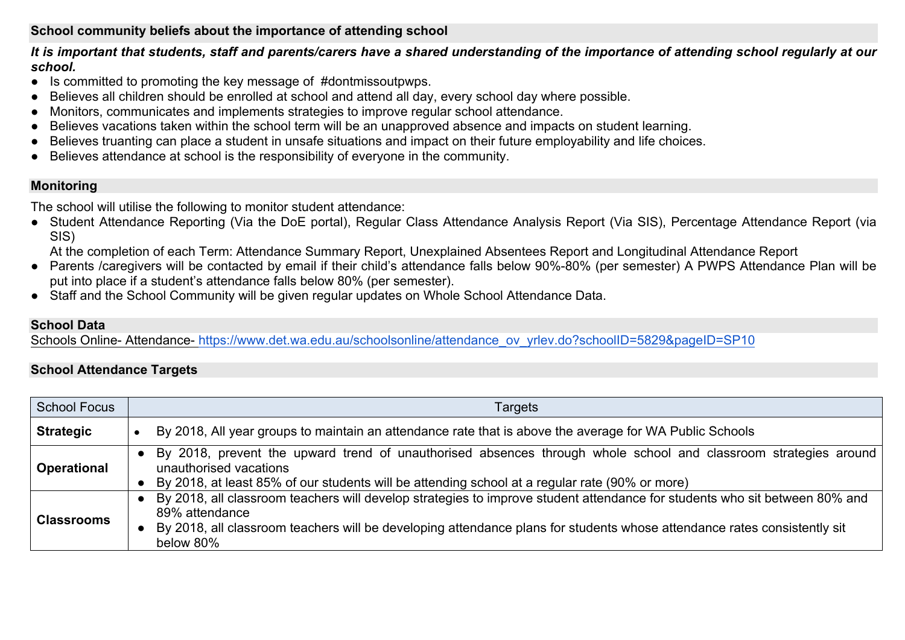## School community beliefs about the importance of attending school

***It is important that students, staff and parents/carers have a shared understanding of the importance of attending school regularly at our school.***

- Is committed to promoting the key message of #dontmissoutpwps.
- Believes all children should be enrolled at school and attend all day, every school day where possible.
- Monitors, communicates and implements strategies to improve regular school attendance.
- Believes vacations taken within the school term will be an unapproved absence and impacts on student learning.
- Believes truanting can place a student in unsafe situations and impact on their future employability and life choices.
- Believes attendance at school is the responsibility of everyone in the community.

## Monitoring

The school will utilise the following to monitor student attendance:

- Student Attendance Reporting (Via the DoE portal), Regular Class Attendance Analysis Report (Via SIS), Percentage Attendance Report (via SIS)
  At the completion of each Term: Attendance Summary Report, Unexplained Absentees Report and Longitudinal Attendance Report
- Parents /caregivers will be contacted by email if their child's attendance falls below 90%-80% (per semester) A PWPS Attendance Plan will be put into place if a student's attendance falls below 80% (per semester).
- Staff and the School Community will be given regular updates on Whole School Attendance Data.

## School Data

Schools Online- Attendance- https://www.det.wa.edu.au/schoolsonline/attendance_ov_yrlev.do?schoolID=5829&pageID=SP10

## School Attendance Targets

| School Focus | Targets |
|---|---|
| **Strategic** | • By 2018, All year groups to maintain an attendance rate that is above the average for WA Public Schools |
| **Operational** | • By 2018, prevent the upward trend of unauthorised absences through whole school and classroom strategies around unauthorised vacations<br>• By 2018, at least 85% of our students will be attending school at a regular rate (90% or more) |
| **Classrooms** | • By 2018, all classroom teachers will develop strategies to improve student attendance for students who sit between 80% and 89% attendance<br>• By 2018, all classroom teachers will be developing attendance plans for students whose attendance rates consistently sit below 80% |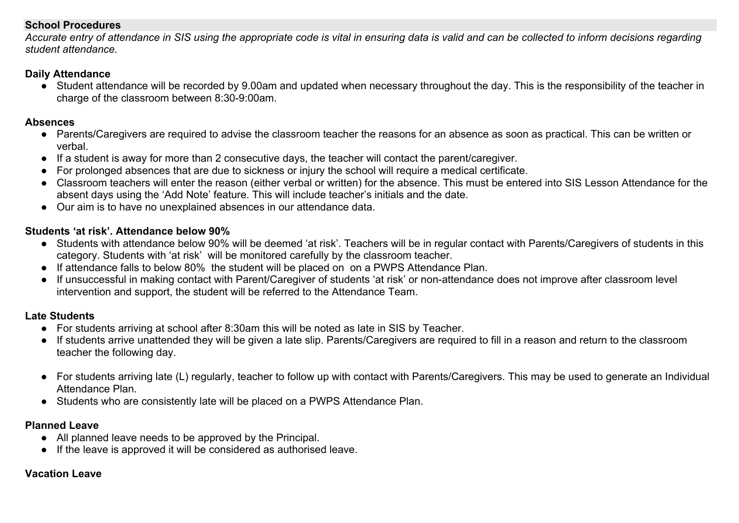**School Procedures**

*Accurate entry of attendance in SIS using the appropriate code is vital in ensuring data is valid and can be collected to inform decisions regarding student attendance.*

**Daily Attendance**

- Student attendance will be recorded by 9.00am and updated when necessary throughout the day. This is the responsibility of the teacher in charge of the classroom between 8:30-9:00am.

**Absences**

- Parents/Caregivers are required to advise the classroom teacher the reasons for an absence as soon as practical. This can be written or verbal.
- If a student is away for more than 2 consecutive days, the teacher will contact the parent/caregiver.
- For prolonged absences that are due to sickness or injury the school will require a medical certificate.
- Classroom teachers will enter the reason (either verbal or written) for the absence. This must be entered into SIS Lesson Attendance for the absent days using the 'Add Note' feature. This will include teacher's initials and the date.
- Our aim is to have no unexplained absences in our attendance data.

**Students 'at risk'. Attendance below 90%**

- Students with attendance below 90% will be deemed 'at risk'. Teachers will be in regular contact with Parents/Caregivers of students in this category. Students with 'at risk' will be monitored carefully by the classroom teacher.
- If attendance falls to below 80% the student will be placed on on a PWPS Attendance Plan.
- If unsuccessful in making contact with Parent/Caregiver of students 'at risk' or non-attendance does not improve after classroom level intervention and support, the student will be referred to the Attendance Team.

**Late Students**

- For students arriving at school after 8:30am this will be noted as late in SIS by Teacher.
- If students arrive unattended they will be given a late slip. Parents/Caregivers are required to fill in a reason and return to the classroom teacher the following day.

- For students arriving late (L) regularly, teacher to follow up with contact with Parents/Caregivers. This may be used to generate an Individual Attendance Plan.
- Students who are consistently late will be placed on a PWPS Attendance Plan.

**Planned Leave**

- All planned leave needs to be approved by the Principal.
- If the leave is approved it will be considered as authorised leave.

**Vacation Leave**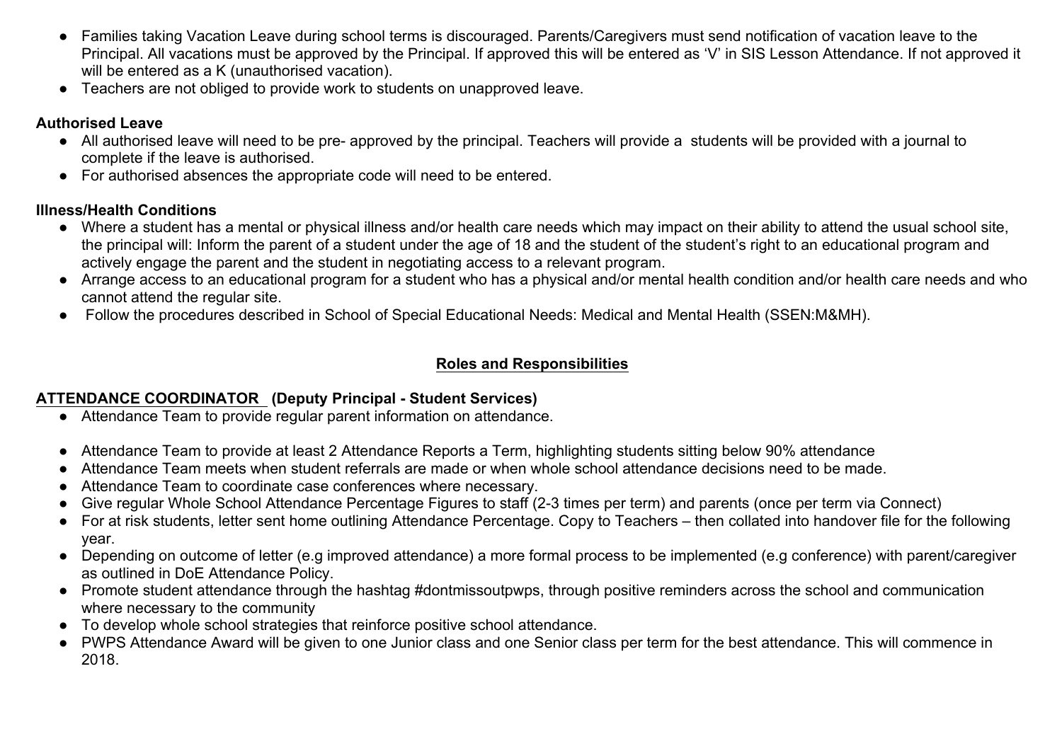- Families taking Vacation Leave during school terms is discouraged. Parents/Caregivers must send notification of vacation leave to the Principal. All vacations must be approved by the Principal. If approved this will be entered as 'V' in SIS Lesson Attendance. If not approved it will be entered as a K (unauthorised vacation).
- Teachers are not obliged to provide work to students on unapproved leave.

**Authorised Leave**

- All authorised leave will need to be pre- approved by the principal. Teachers will provide a  students will be provided with a journal to complete if the leave is authorised.
- For authorised absences the appropriate code will need to be entered.

**Illness/Health Conditions**

- Where a student has a mental or physical illness and/or health care needs which may impact on their ability to attend the usual school site, the principal will: Inform the parent of a student under the age of 18 and the student of the student's right to an educational program and actively engage the parent and the student in negotiating access to a relevant program.
- Arrange access to an educational program for a student who has a physical and/or mental health condition and/or health care needs and who cannot attend the regular site.
- Follow the procedures described in School of Special Educational Needs: Medical and Mental Health (SSEN:M&MH).

## Roles and Responsibilities

**ATTENDANCE COORDINATOR (Deputy Principal - Student Services)**

- Attendance Team to provide regular parent information on attendance.
- Attendance Team to provide at least 2 Attendance Reports a Term, highlighting students sitting below 90% attendance
- Attendance Team meets when student referrals are made or when whole school attendance decisions need to be made.
- Attendance Team to coordinate case conferences where necessary.
- Give regular Whole School Attendance Percentage Figures to staff (2-3 times per term) and parents (once per term via Connect)
- For at risk students, letter sent home outlining Attendance Percentage. Copy to Teachers – then collated into handover file for the following year.
- Depending on outcome of letter (e.g improved attendance) a more formal process to be implemented (e.g conference) with parent/caregiver as outlined in DoE Attendance Policy.
- Promote student attendance through the hashtag #dontmissoutpwps, through positive reminders across the school and communication where necessary to the community
- To develop whole school strategies that reinforce positive school attendance.
- PWPS Attendance Award will be given to one Junior class and one Senior class per term for the best attendance. This will commence in 2018.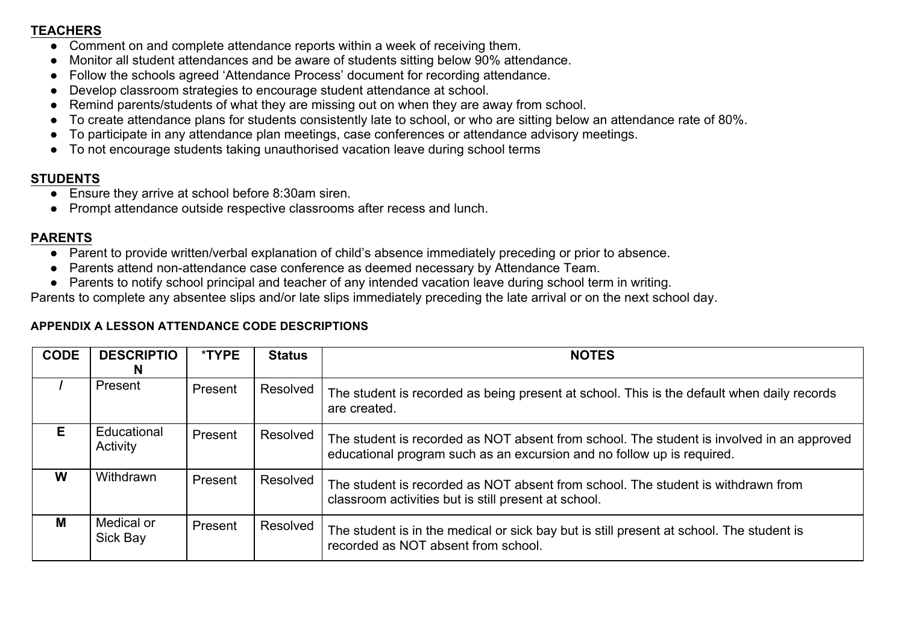**TEACHERS**

- Comment on and complete attendance reports within a week of receiving them.
- Monitor all student attendances and be aware of students sitting below 90% attendance.
- Follow the schools agreed 'Attendance Process' document for recording attendance.
- Develop classroom strategies to encourage student attendance at school.
- Remind parents/students of what they are missing out on when they are away from school.
- To create attendance plans for students consistently late to school, or who are sitting below an attendance rate of 80%.
- To participate in any attendance plan meetings, case conferences or attendance advisory meetings.
- To not encourage students taking unauthorised vacation leave during school terms

**STUDENTS**

- Ensure they arrive at school before 8:30am siren.
- Prompt attendance outside respective classrooms after recess and lunch.

**PARENTS**

- Parent to provide written/verbal explanation of child's absence immediately preceding or prior to absence.
- Parents attend non-attendance case conference as deemed necessary by Attendance Team.
- Parents to notify school principal and teacher of any intended vacation leave during school term in writing.

Parents to complete any absentee slips and/or late slips immediately preceding the late arrival or on the next school day.

**APPENDIX A LESSON ATTENDANCE CODE DESCRIPTIONS**

| CODE | DESCRIPTION | *TYPE | Status | NOTES |
|---|---|---|---|---|
| / | Present | Present | Resolved | The student is recorded as being present at school. This is the default when daily records are created. |
| E | Educational Activity | Present | Resolved | The student is recorded as NOT absent from school. The student is involved in an approved educational program such as an excursion and no follow up is required. |
| W | Withdrawn | Present | Resolved | The student is recorded as NOT absent from school. The student is withdrawn from classroom activities but is still present at school. |
| M | Medical or Sick Bay | Present | Resolved | The student is in the medical or sick bay but is still present at school. The student is recorded as NOT absent from school. |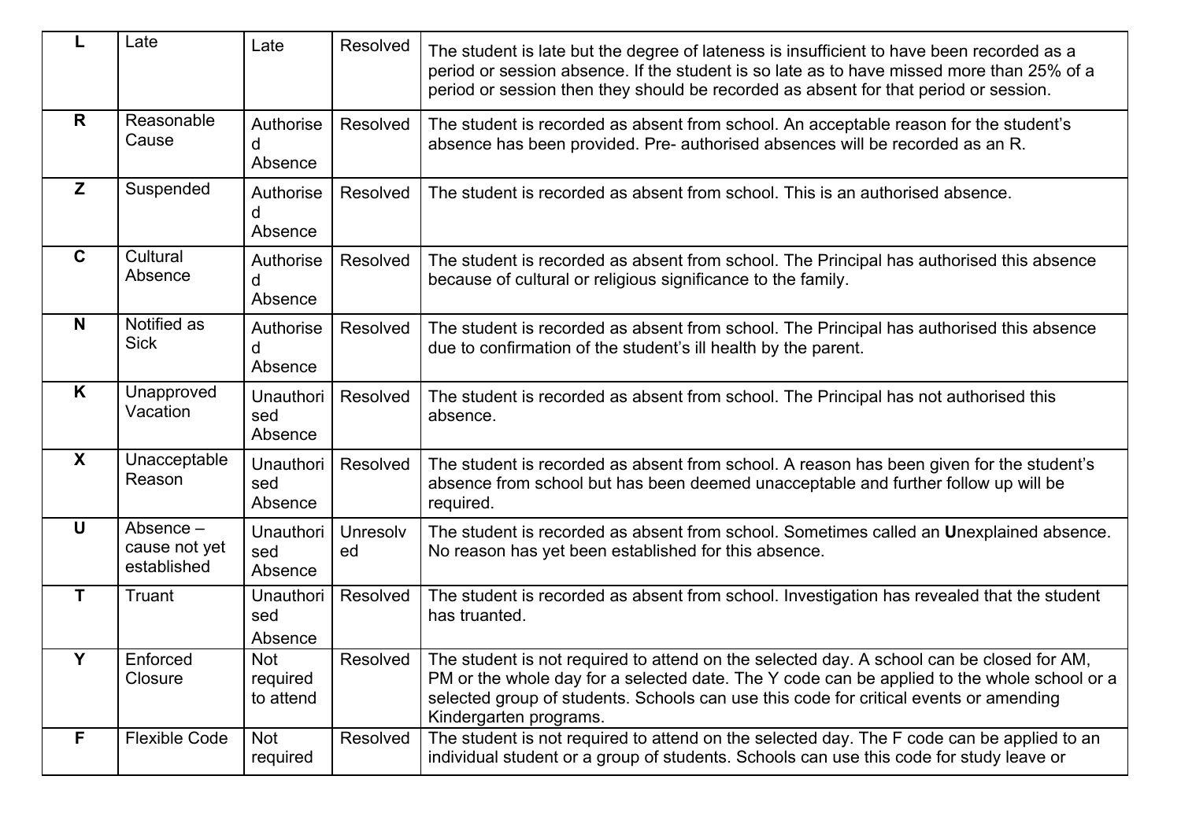| L | Late | Late | Resolved | The student is late but the degree of lateness is insufficient to have been recorded as a period or session absence. If the student is so late as to have missed more than 25% of a period or session then they should be recorded as absent for that period or session. |
|---|---|---|---|---|
| R | Reasonable Cause | Authorised Absence | Resolved | The student is recorded as absent from school. An acceptable reason for the student's absence has been provided. Pre- authorised absences will be recorded as an R. |
| Z | Suspended | Authorised Absence | Resolved | The student is recorded as absent from school. This is an authorised absence. |
| C | Cultural Absence | Authorised Absence | Resolved | The student is recorded as absent from school. The Principal has authorised this absence because of cultural or religious significance to the family. |
| N | Notified as Sick | Authorised Absence | Resolved | The student is recorded as absent from school. The Principal has authorised this absence due to confirmation of the student's ill health by the parent. |
| K | Unapproved Vacation | Unauthorised Absence | Resolved | The student is recorded as absent from school. The Principal has not authorised this absence. |
| X | Unacceptable Reason | Unauthorised Absence | Resolved | The student is recorded as absent from school. A reason has been given for the student's absence from school but has been deemed unacceptable and further follow up will be required. |
| U | Absence – cause not yet established | Unauthorised Absence | Unresolved | The student is recorded as absent from school. Sometimes called an **U**nexplained absence. No reason has yet been established for this absence. |
| T | Truant | Unauthorised Absence | Resolved | The student is recorded as absent from school. Investigation has revealed that the student has truanted. |
| Y | Enforced Closure | Not required to attend | Resolved | The student is not required to attend on the selected day. A school can be closed for AM, PM or the whole day for a selected date. The Y code can be applied to the whole school or a selected group of students. Schools can use this code for critical events or amending Kindergarten programs. |
| F | Flexible Code | Not required | Resolved | The student is not required to attend on the selected day. The F code can be applied to an individual student or a group of students. Schools can use this code for study leave or |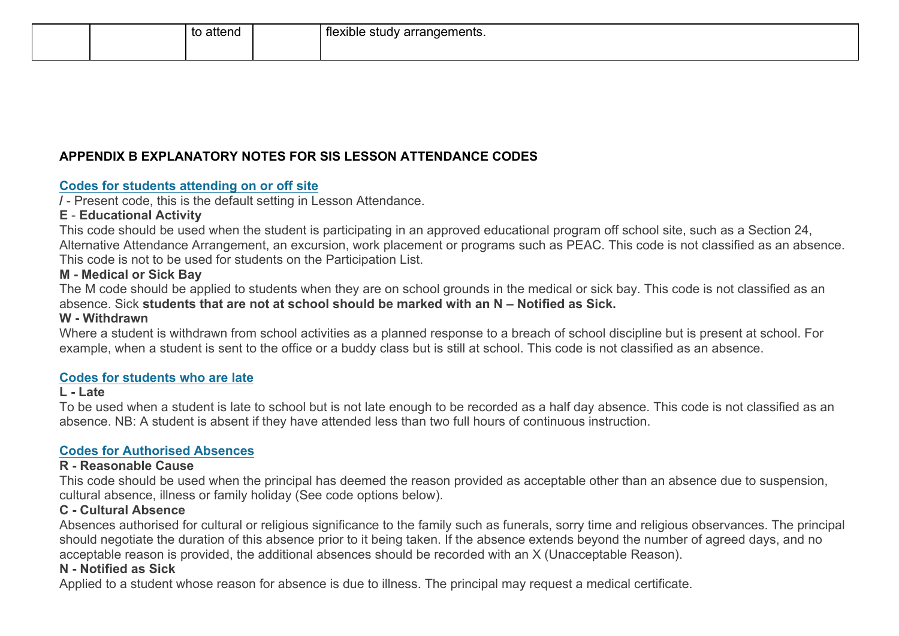|  |  | to attend |  | flexible study arrangements. |
|---|---|---|---|---|

**APPENDIX B EXPLANATORY NOTES FOR SIS LESSON ATTENDANCE CODES**

**Codes for students attending on or off site**

**/** - Present code, this is the default setting in Lesson Attendance.

**E** - **Educational Activity**

This code should be used when the student is participating in an approved educational program off school site, such as a Section 24, Alternative Attendance Arrangement, an excursion, work placement or programs such as PEAC. This code is not classified as an absence. This code is not to be used for students on the Participation List.

**M - Medical or Sick Bay**

The M code should be applied to students when they are on school grounds in the medical or sick bay. This code is not classified as an absence. Sick **students that are not at school should be marked with an N – Notified as Sick.**

**W - Withdrawn**

Where a student is withdrawn from school activities as a planned response to a breach of school discipline but is present at school. For example, when a student is sent to the office or a buddy class but is still at school. This code is not classified as an absence.

**Codes for students who are late**

**L - Late**

To be used when a student is late to school but is not late enough to be recorded as a half day absence. This code is not classified as an absence. NB: A student is absent if they have attended less than two full hours of continuous instruction.

**Codes for Authorised Absences**

**R - Reasonable Cause**

This code should be used when the principal has deemed the reason provided as acceptable other than an absence due to suspension, cultural absence, illness or family holiday (See code options below).

**C - Cultural Absence**

Absences authorised for cultural or religious significance to the family such as funerals, sorry time and religious observances. The principal should negotiate the duration of this absence prior to it being taken. If the absence extends beyond the number of agreed days, and no acceptable reason is provided, the additional absences should be recorded with an X (Unacceptable Reason).

**N - Notified as Sick**

Applied to a student whose reason for absence is due to illness. The principal may request a medical certificate.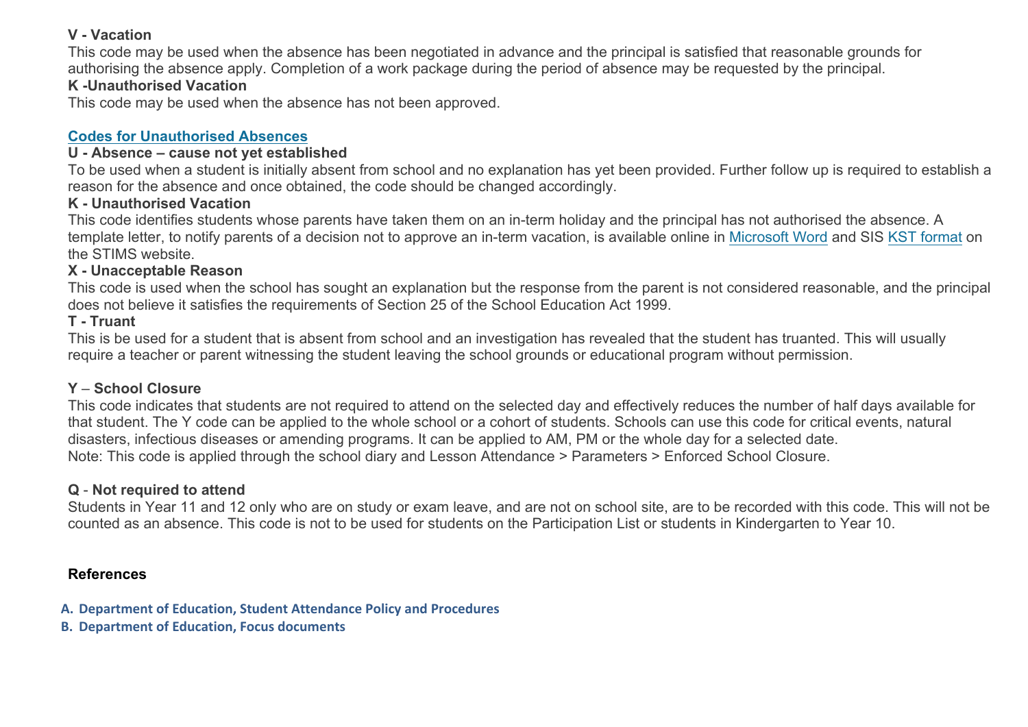**V - Vacation**

This code may be used when the absence has been negotiated in advance and the principal is satisfied that reasonable grounds for authorising the absence apply. Completion of a work package during the period of absence may be requested by the principal.

**K -Unauthorised Vacation**

This code may be used when the absence has not been approved.

## Codes for Unauthorised Absences

**U - Absence – cause not yet established**

To be used when a student is initially absent from school and no explanation has yet been provided. Further follow up is required to establish a reason for the absence and once obtained, the code should be changed accordingly.

**K - Unauthorised Vacation**

This code identifies students whose parents have taken them on an in-term holiday and the principal has not authorised the absence. A template letter, to notify parents of a decision not to approve an in-term vacation, is available online in Microsoft Word and SIS KST format on the STIMS website.

**X - Unacceptable Reason**

This code is used when the school has sought an explanation but the response from the parent is not considered reasonable, and the principal does not believe it satisfies the requirements of Section 25 of the School Education Act 1999.

**T - Truant**

This is be used for a student that is absent from school and an investigation has revealed that the student has truanted. This will usually require a teacher or parent witnessing the student leaving the school grounds or educational program without permission.

**Y** – **School Closure**

This code indicates that students are not required to attend on the selected day and effectively reduces the number of half days available for that student. The Y code can be applied to the whole school or a cohort of students. Schools can use this code for critical events, natural disasters, infectious diseases or amending programs. It can be applied to AM, PM or the whole day for a selected date.

Note: This code is applied through the school diary and Lesson Attendance > Parameters > Enforced School Closure.

**Q** - **Not required to attend**

Students in Year 11 and 12 only who are on study or exam leave, and are not on school site, are to be recorded with this code. This will not be counted as an absence. This code is not to be used for students on the Participation List or students in Kindergarten to Year 10.

**References**

A. **Department of Education, Student Attendance Policy and Procedures**
B. **Department of Education, Focus documents**